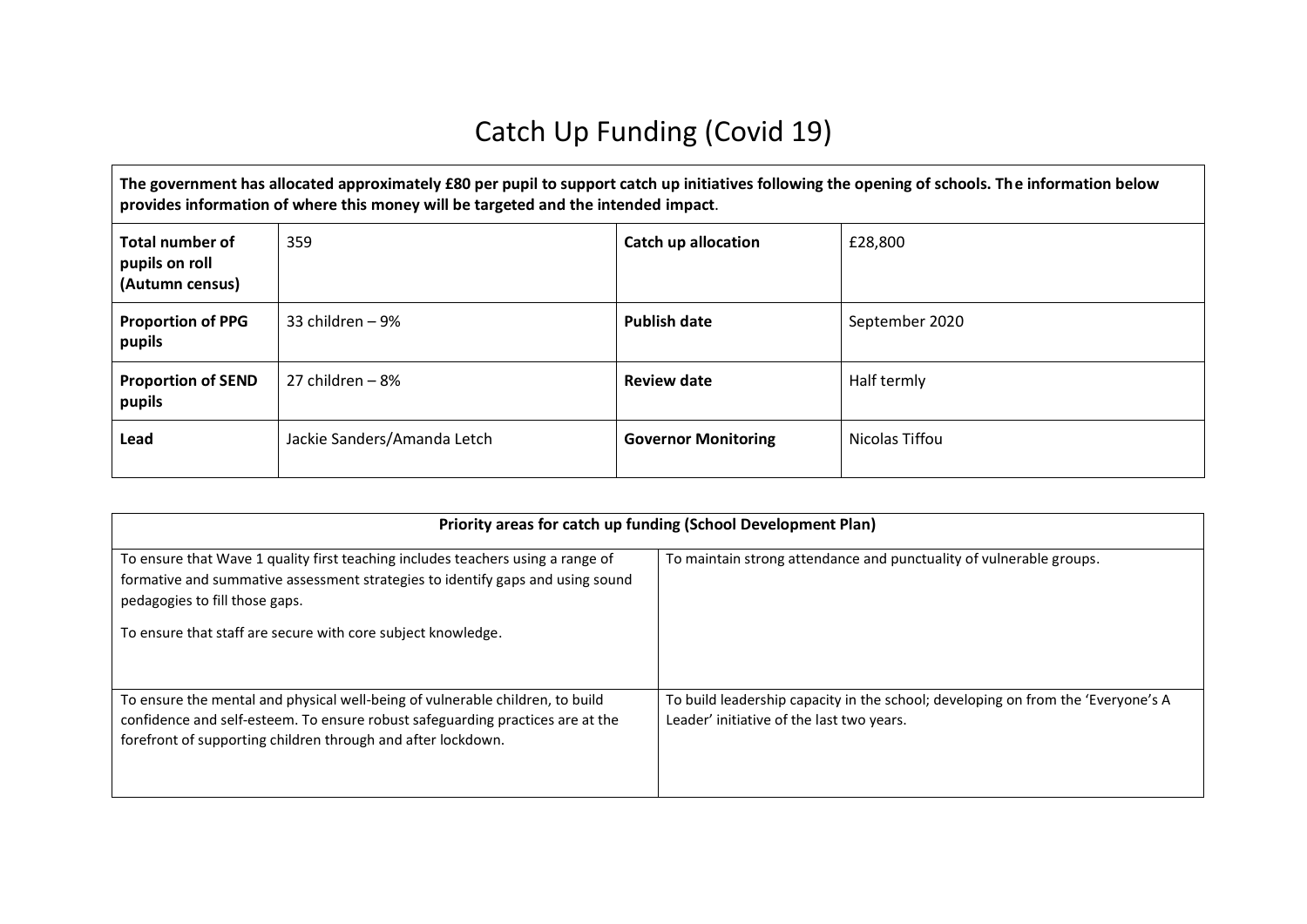# Catch Up Funding (Covid 19)

| **The government has allocated approximately £80 per pupil to support catch up initiatives following the opening of schools. The information below provides information of where this money will be targeted and the intended impact**. | | | |
|---|---|---|---|
| **Total number of pupils on roll (Autumn census)** | 359 | **Catch up allocation** | £28,800 |
| **Proportion of PPG pupils** | 33 children – 9% | **Publish date** | September 2020 |
| **Proportion of SEND pupils** | 27 children – 8% | **Review date** | Half termly |
| **Lead** | Jackie Sanders/Amanda Letch | **Governor Monitoring** | Nicolas Tiffou |

| **Priority areas for catch up funding (School Development Plan)** | |
|---|---|
| To ensure that Wave 1 quality first teaching includes teachers using a range of formative and summative assessment strategies to identify gaps and using sound pedagogies to fill those gaps.<br><br>To ensure that staff are secure with core subject knowledge. | To maintain strong attendance and punctuality of vulnerable groups. |
| To ensure the mental and physical well-being of vulnerable children, to build confidence and self-esteem. To ensure robust safeguarding practices are at the forefront of supporting children through and after lockdown. | To build leadership capacity in the school; developing on from the 'Everyone's A Leader' initiative of the last two years. |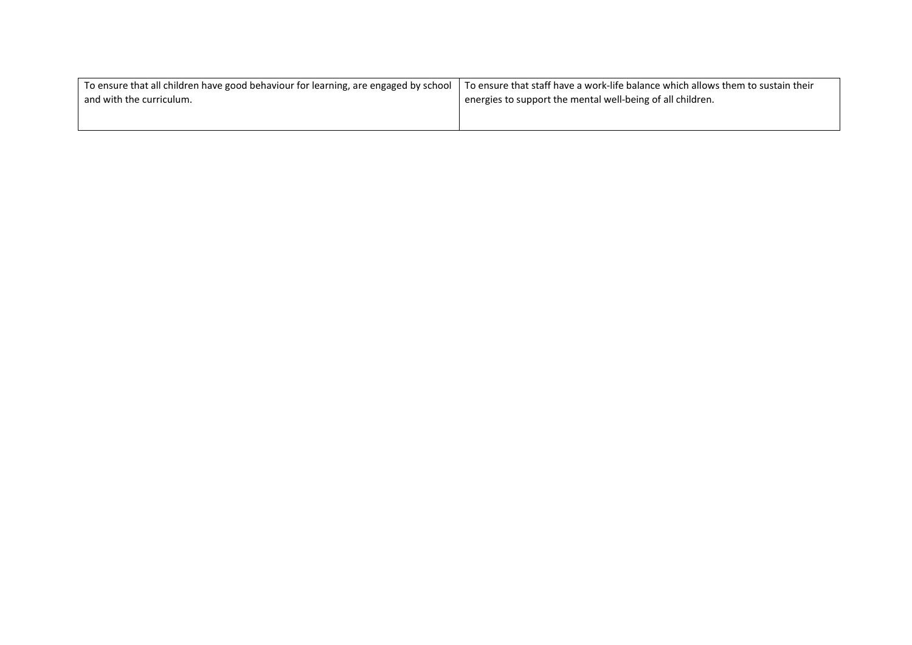| To ensure that all children have good behaviour for learning, are engaged by school and with the curriculum. | To ensure that staff have a work-life balance which allows them to sustain their energies to support the mental well-being of all children. |
|---|---|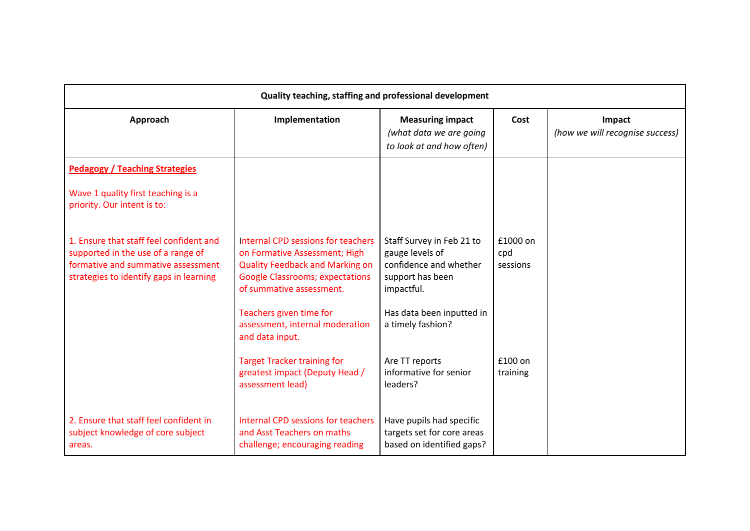| Quality teaching, staffing and professional development | | | | |
|---|---|---|---|---|
| **Approach** | **Implementation** | **Measuring impact** *(what data we are going to look at and how often)* | **Cost** | **Impact** *(how we will recognise success)* |
| **Pedagogy / Teaching Strategies** <br><br> Wave 1 quality first teaching is a priority. Our intent is to: | | | | |
| 1. Ensure that staff feel confident and supported in the use of a range of formative and summative assessment strategies to identify gaps in learning | Internal CPD sessions for teachers on Formative Assessment; High Quality Feedback and Marking on Google Classrooms; expectations of summative assessment. | Staff Survey in Feb 21 to gauge levels of confidence and whether support has been impactful. | £1000 on cpd sessions | |
| | Teachers given time for assessment, internal moderation and data input. | Has data been inputted in a timely fashion? | | |
| | Target Tracker training for greatest impact (Deputy Head / assessment lead) | Are TT reports informative for senior leaders? | £100 on training | |
| 2. Ensure that staff feel confident in subject knowledge of core subject areas. | Internal CPD sessions for teachers and Asst Teachers on maths challenge; encouraging reading | Have pupils had specific targets set for core areas based on identified gaps? | | |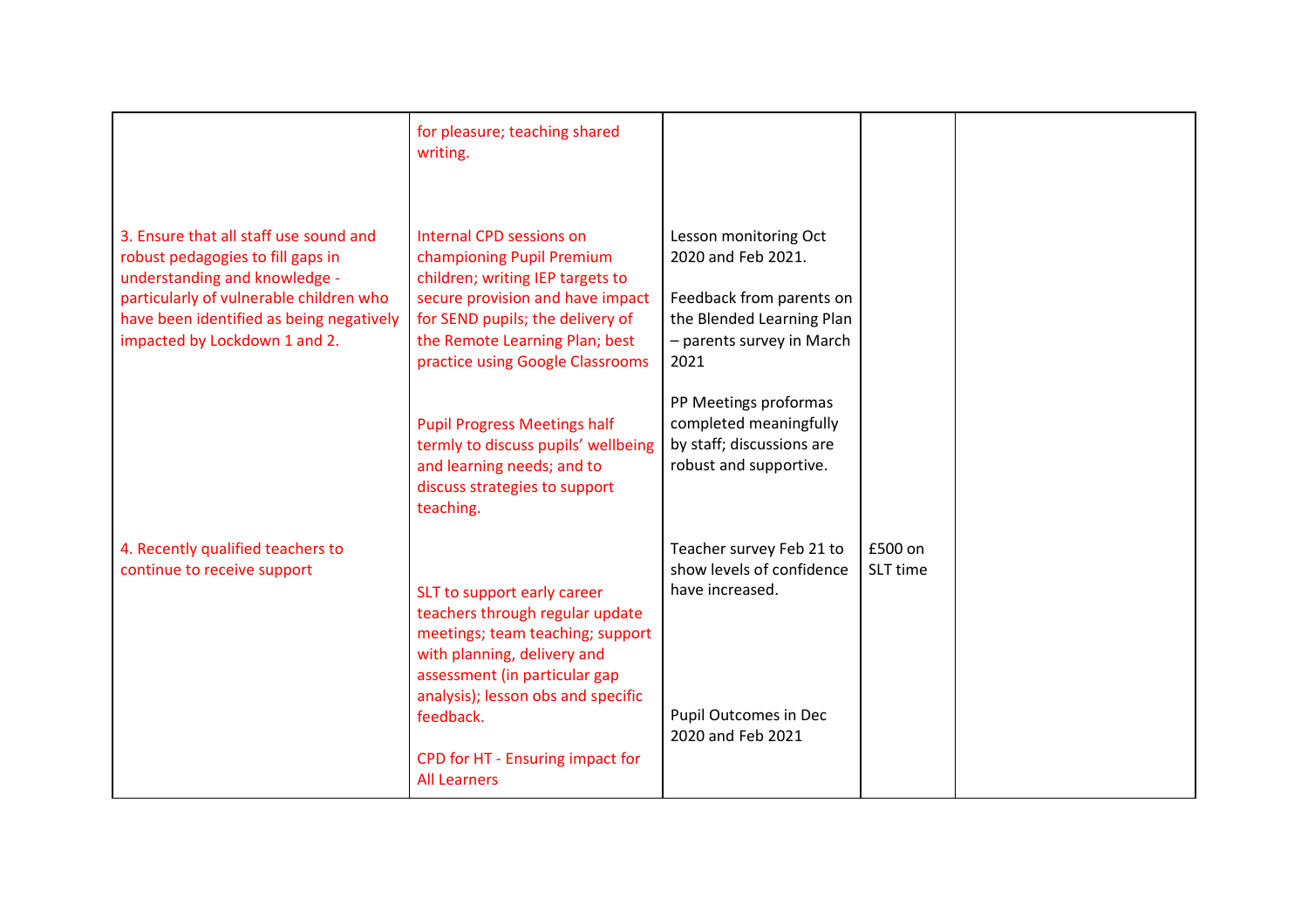| | | | | |
|---|---|---|---|---|
| | for pleasure; teaching shared writing. | | | |
| 3. Ensure that all staff use sound and robust pedagogies to fill gaps in understanding and knowledge - particularly of vulnerable children who have been identified as being negatively impacted by Lockdown 1 and 2. | Internal CPD sessions on championing Pupil Premium children; writing IEP targets to secure provision and have impact for SEND pupils; the delivery of the Remote Learning Plan; best practice using Google Classrooms<br><br>Pupil Progress Meetings half termly to discuss pupils' wellbeing and learning needs; and to discuss strategies to support teaching. | Lesson monitoring Oct 2020 and Feb 2021.<br><br>Feedback from parents on the Blended Learning Plan – parents survey in March 2021<br><br>PP Meetings proformas completed meaningfully by staff; discussions are robust and supportive. | | |
| 4. Recently qualified teachers to continue to receive support | SLT to support early career teachers through regular update meetings; team teaching; support with planning, delivery and assessment (in particular gap analysis); lesson obs and specific feedback.<br><br>CPD for HT - Ensuring impact for All Learners | Teacher survey Feb 21 to show levels of confidence have increased.<br><br>Pupil Outcomes in Dec 2020 and Feb 2021 | £500 on SLT time | |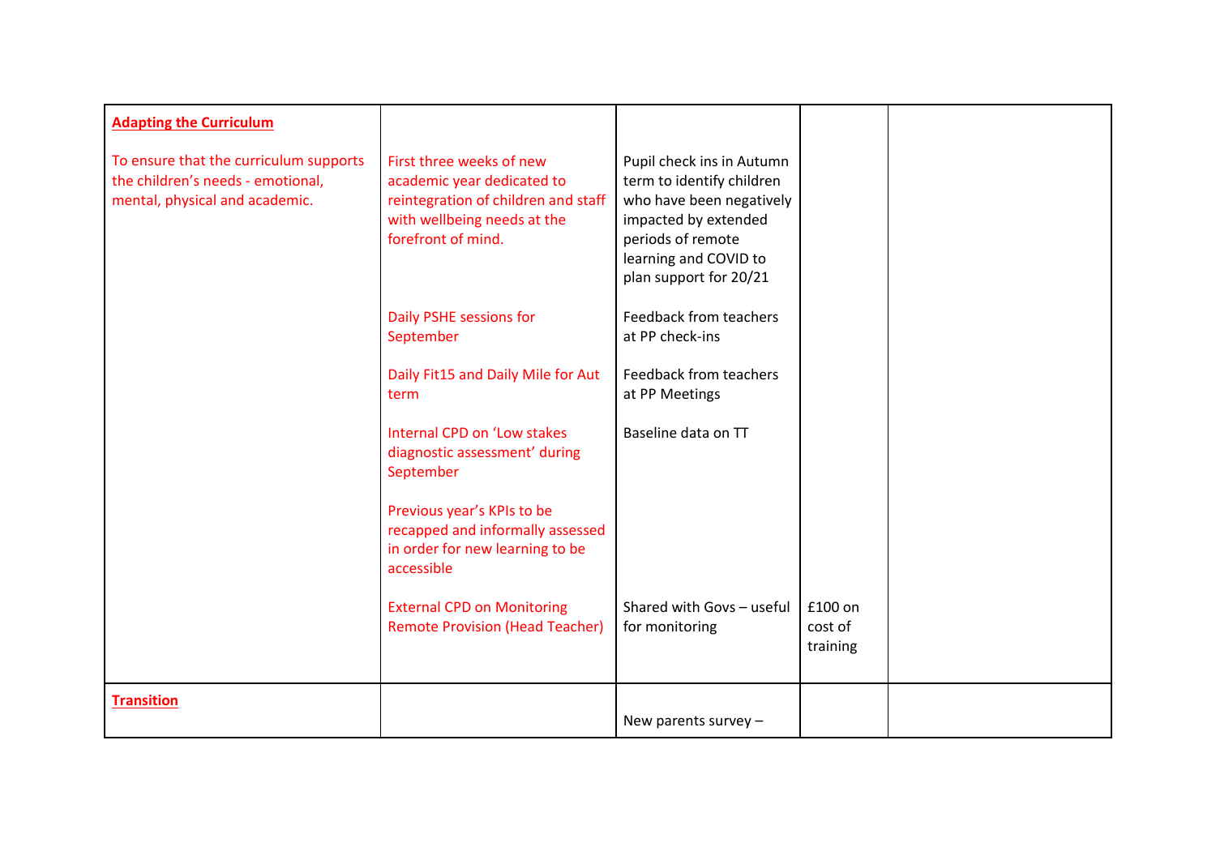| | | | | |
|---|---|---|---|---|
| **Adapting the Curriculum**<br><br>To ensure that the curriculum supports the children's needs - emotional, mental, physical and academic. | First three weeks of new academic year dedicated to reintegration of children and staff with wellbeing needs at the forefront of mind. | Pupil check ins in Autumn term to identify children who have been negatively impacted by extended periods of remote learning and COVID to plan support for 20/21 | | |
| | Daily PSHE sessions for September | Feedback from teachers at PP check-ins | | |
| | Daily Fit15 and Daily Mile for Aut term | Feedback from teachers at PP Meetings | | |
| | Internal CPD on 'Low stakes diagnostic assessment' during September | Baseline data on TT | | |
| | Previous year's KPIs to be recapped and informally assessed in order for new learning to be accessible | | | |
| | External CPD on Monitoring Remote Provision (Head Teacher) | Shared with Govs – useful for monitoring | £100 on cost of training | |
| **Transition** | | New parents survey – | | |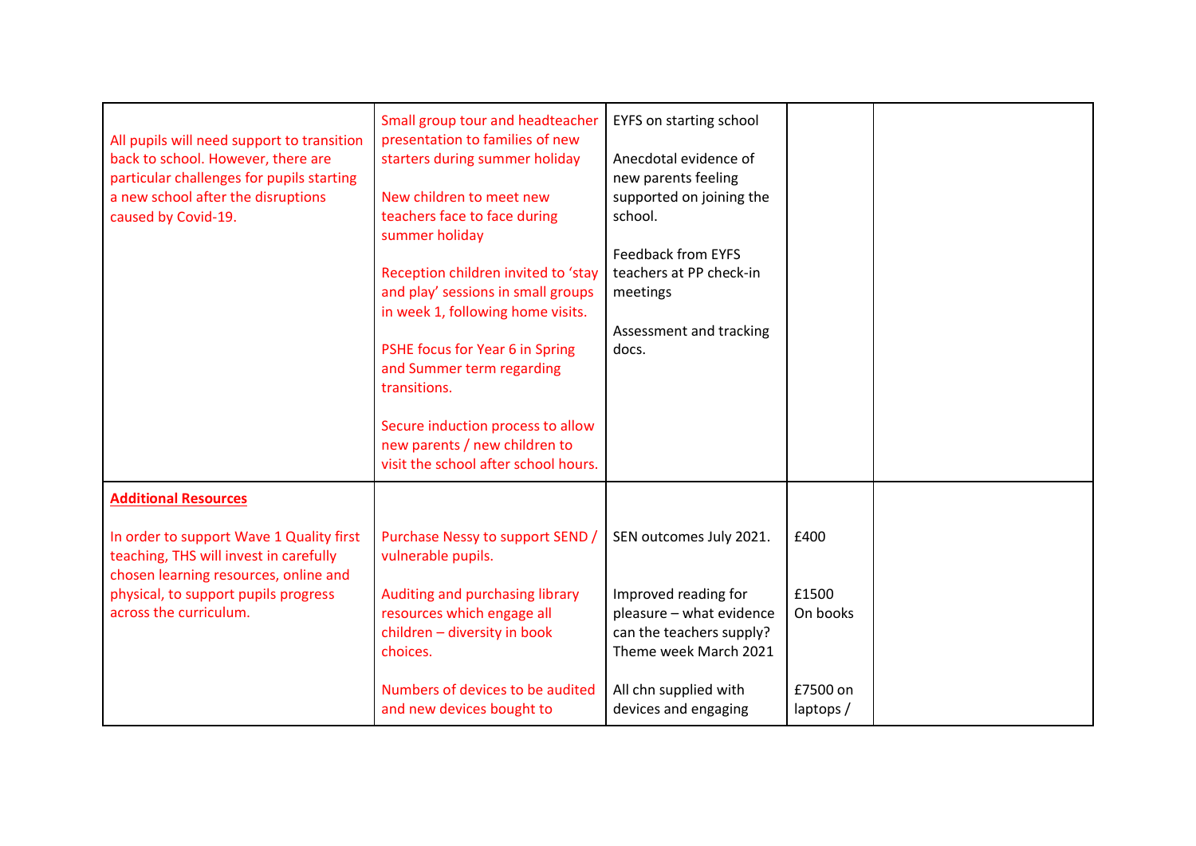| | | | | |
|---|---|---|---|---|
| All pupils will need support to transition back to school. However, there are particular challenges for pupils starting a new school after the disruptions caused by Covid-19. | Small group tour and headteacher presentation to families of new starters during summer holiday<br><br>New children to meet new teachers face to face during summer holiday<br><br>Reception children invited to 'stay and play' sessions in small groups in week 1, following home visits.<br><br>PSHE focus for Year 6 in Spring and Summer term regarding transitions.<br><br>Secure induction process to allow new parents / new children to visit the school after school hours. | EYFS on starting school<br><br>Anecdotal evidence of new parents feeling supported on joining the school.<br><br>Feedback from EYFS teachers at PP check-in meetings<br><br>Assessment and tracking docs. | | |
| **Additional Resources**<br><br>In order to support Wave 1 Quality first teaching, THS will invest in carefully chosen learning resources, online and physical, to support pupils progress across the curriculum. | Purchase Nessy to support SEND / vulnerable pupils.<br><br>Auditing and purchasing library resources which engage all children – diversity in book choices.<br><br>Numbers of devices to be audited and new devices bought to | SEN outcomes July 2021.<br><br>Improved reading for pleasure – what evidence can the teachers supply? Theme week March 2021<br><br>All chn supplied with devices and engaging | £400<br><br>£1500 On books<br><br>£7500 on laptops / | |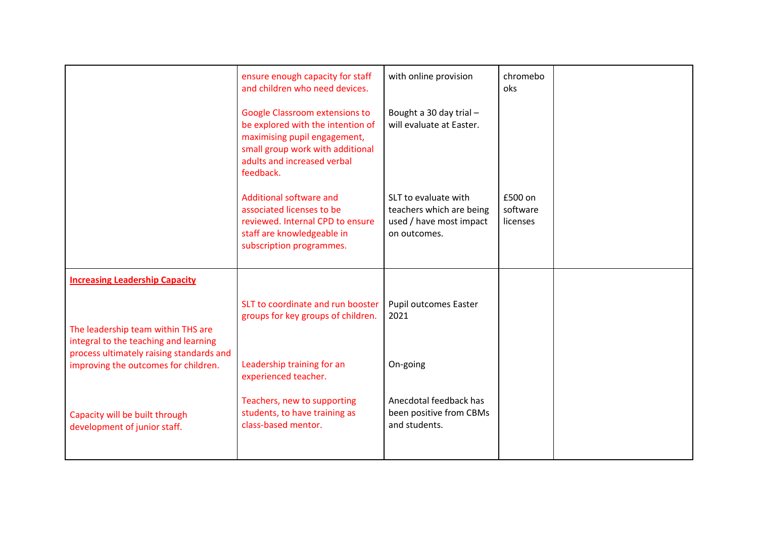|  |  |  |  |  |
|---|---|---|---|---|
|  | ensure enough capacity for staff and children who need devices.<br><br>Google Classroom extensions to be explored with the intention of maximising pupil engagement, small group work with additional adults and increased verbal feedback.<br><br>Additional software and associated licenses to be reviewed. Internal CPD to ensure staff are knowledgeable in subscription programmes. | with online provision<br><br>Bought a 30 day trial – will evaluate at Easter.<br><br>SLT to evaluate with teachers which are being used / have most impact on outcomes. | chromebooks<br><br>£500 on software licenses |  |
| **Increasing Leadership Capacity**<br><br>The leadership team within THS are integral to the teaching and learning process ultimately raising standards and improving the outcomes for children.<br><br>Capacity will be built through development of junior staff. | SLT to coordinate and run booster groups for key groups of children.<br><br>Leadership training for an experienced teacher.<br><br>Teachers, new to supporting students, to have training as class-based mentor. | Pupil outcomes Easter 2021<br><br>On-going<br><br>Anecdotal feedback has been positive from CBMs and students. |  |  |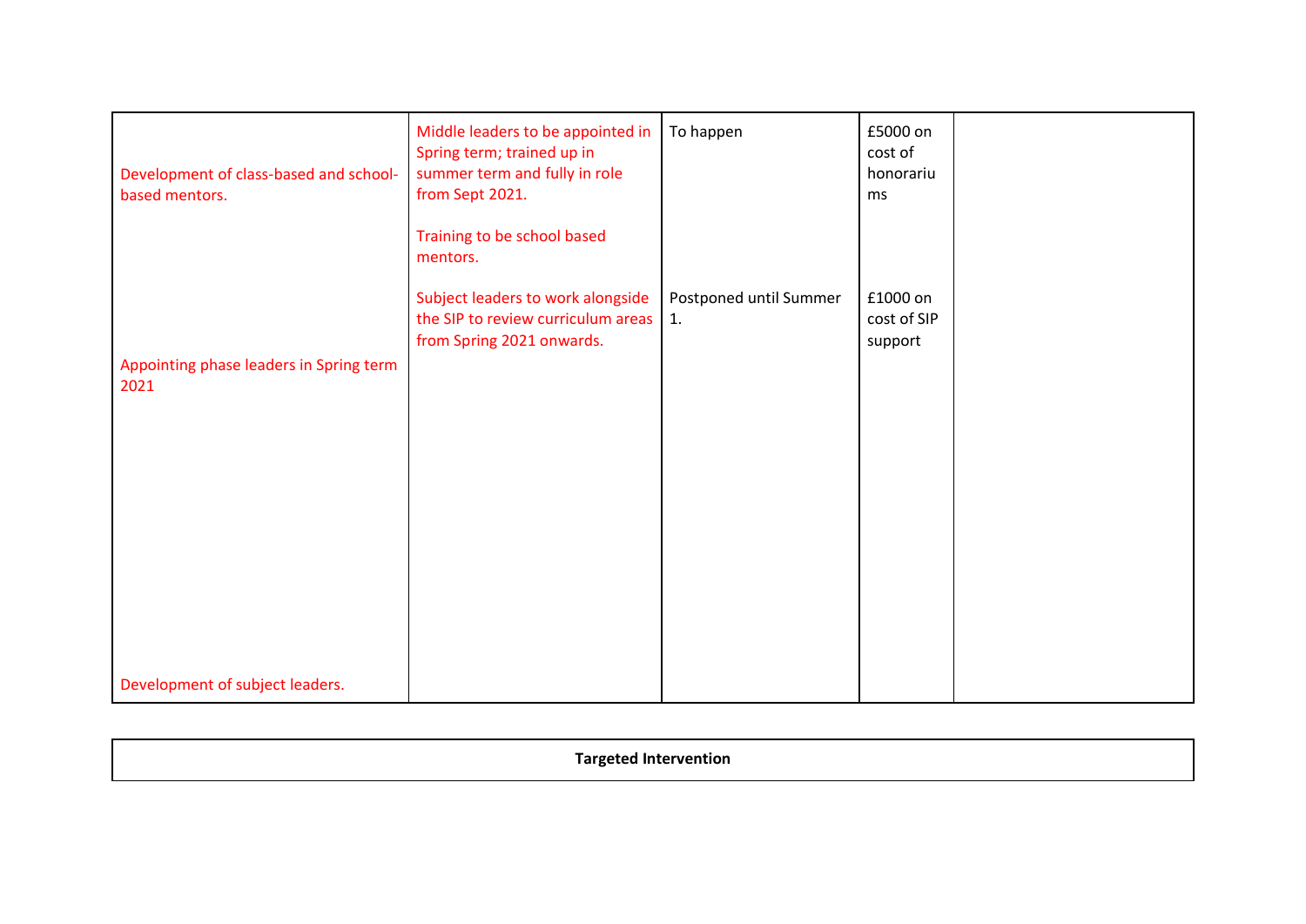| | | | | |
|---|---|---|---|---|
| Development of class-based and school-based mentors. | Middle leaders to be appointed in Spring term; trained up in summer term and fully in role from Sept 2021.<br><br>Training to be school based mentors. | To happen | £5000 on cost of honorariums | |
| Appointing phase leaders in Spring term 2021<br><br>Development of subject leaders. | Subject leaders to work alongside the SIP to review curriculum areas from Spring 2021 onwards. | Postponed until Summer 1. | £1000 on cost of SIP support | |

**Targeted Intervention**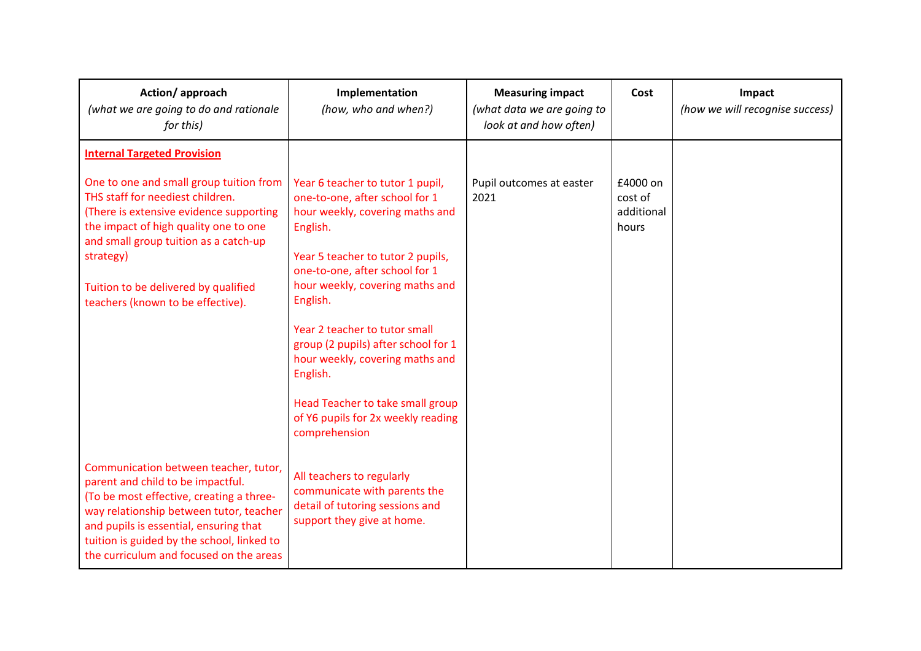| Action/ approach *(what we are going to do and rationale for this)* | Implementation *(how, who and when?)* | Measuring impact *(what data we are going to look at and how often)* | Cost | Impact *(how we will recognise success)* |
|---|---|---|---|---|
| **Internal Targeted Provision** | | | | |
| One to one and small group tuition from THS staff for neediest children. (There is extensive evidence supporting the impact of high quality one to one and small group tuition as a catch-up strategy)<br><br>Tuition to be delivered by qualified teachers (known to be effective). | Year 6 teacher to tutor 1 pupil, one-to-one, after school for 1 hour weekly, covering maths and English.<br><br>Year 5 teacher to tutor 2 pupils, one-to-one, after school for 1 hour weekly, covering maths and English.<br><br>Year 2 teacher to tutor small group (2 pupils) after school for 1 hour weekly, covering maths and English.<br><br>Head Teacher to take small group of Y6 pupils for 2x weekly reading comprehension | Pupil outcomes at easter 2021 | £4000 on cost of additional hours | |
| Communication between teacher, tutor, parent and child to be impactful. (To be most effective, creating a three-way relationship between tutor, teacher and pupils is essential, ensuring that tuition is guided by the school, linked to the curriculum and focused on the areas | All teachers to regularly communicate with parents the detail of tutoring sessions and support they give at home. | | | |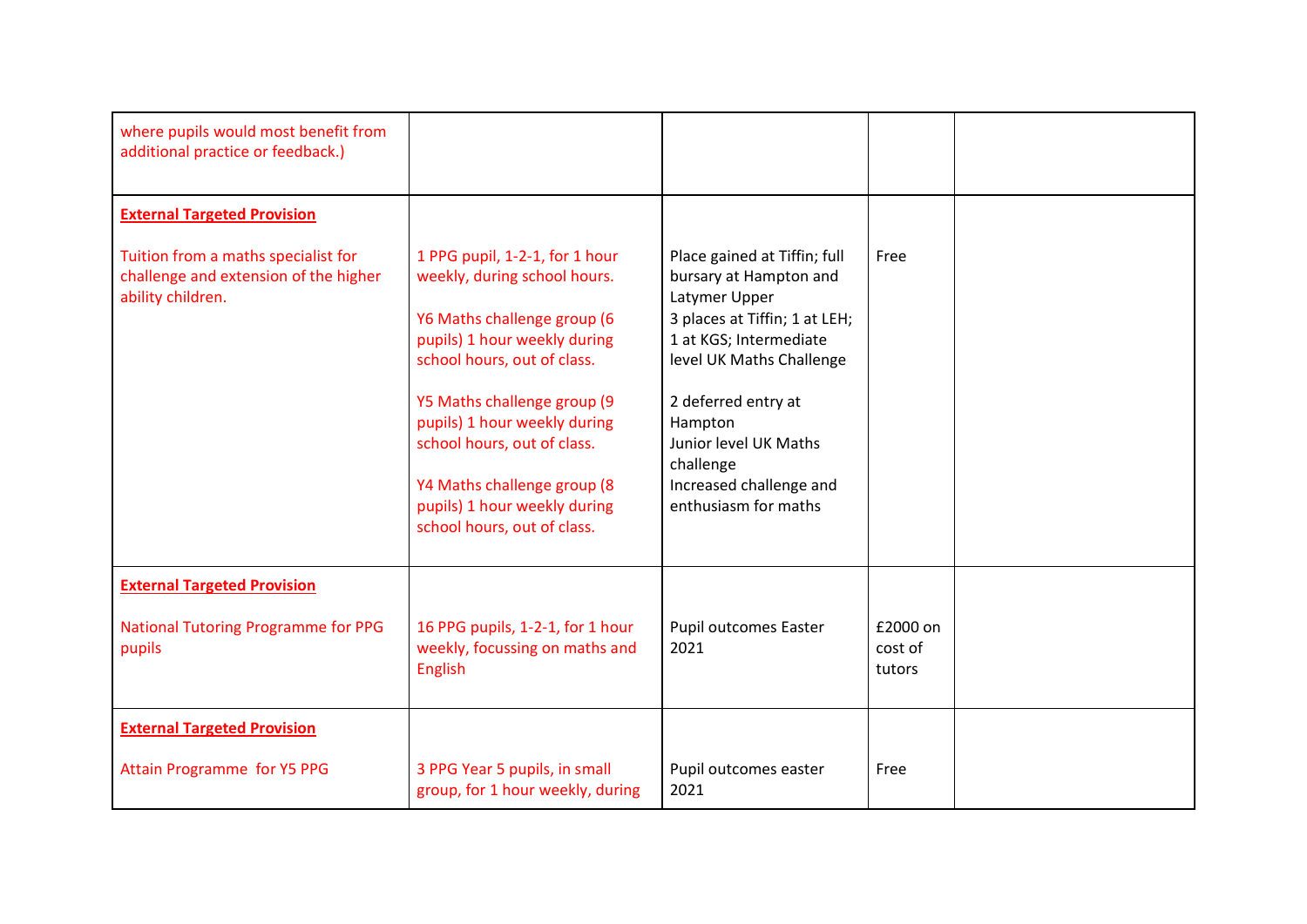| | | | | |
|---|---|---|---|---|
| where pupils would most benefit from additional practice or feedback.) | | | | |
| **External Targeted Provision**<br><br>Tuition from a maths specialist for challenge and extension of the higher ability children. | 1 PPG pupil, 1-2-1, for 1 hour weekly, during school hours.<br><br>Y6 Maths challenge group (6 pupils) 1 hour weekly during school hours, out of class.<br><br>Y5 Maths challenge group (9 pupils) 1 hour weekly during school hours, out of class.<br><br>Y4 Maths challenge group (8 pupils) 1 hour weekly during school hours, out of class. | Place gained at Tiffin; full bursary at Hampton and Latymer Upper<br>3 places at Tiffin; 1 at LEH; 1 at KGS; Intermediate level UK Maths Challenge<br><br>2 deferred entry at Hampton<br>Junior level UK Maths challenge<br>Increased challenge and enthusiasm for maths | Free | |
| **External Targeted Provision**<br><br>National Tutoring Programme for PPG pupils | 16 PPG pupils, 1-2-1, for 1 hour weekly, focussing on maths and English | Pupil outcomes Easter 2021 | £2000 on cost of tutors | |
| **External Targeted Provision**<br><br>Attain Programme for Y5 PPG | 3 PPG Year 5 pupils, in small group, for 1 hour weekly, during | Pupil outcomes easter 2021 | Free | |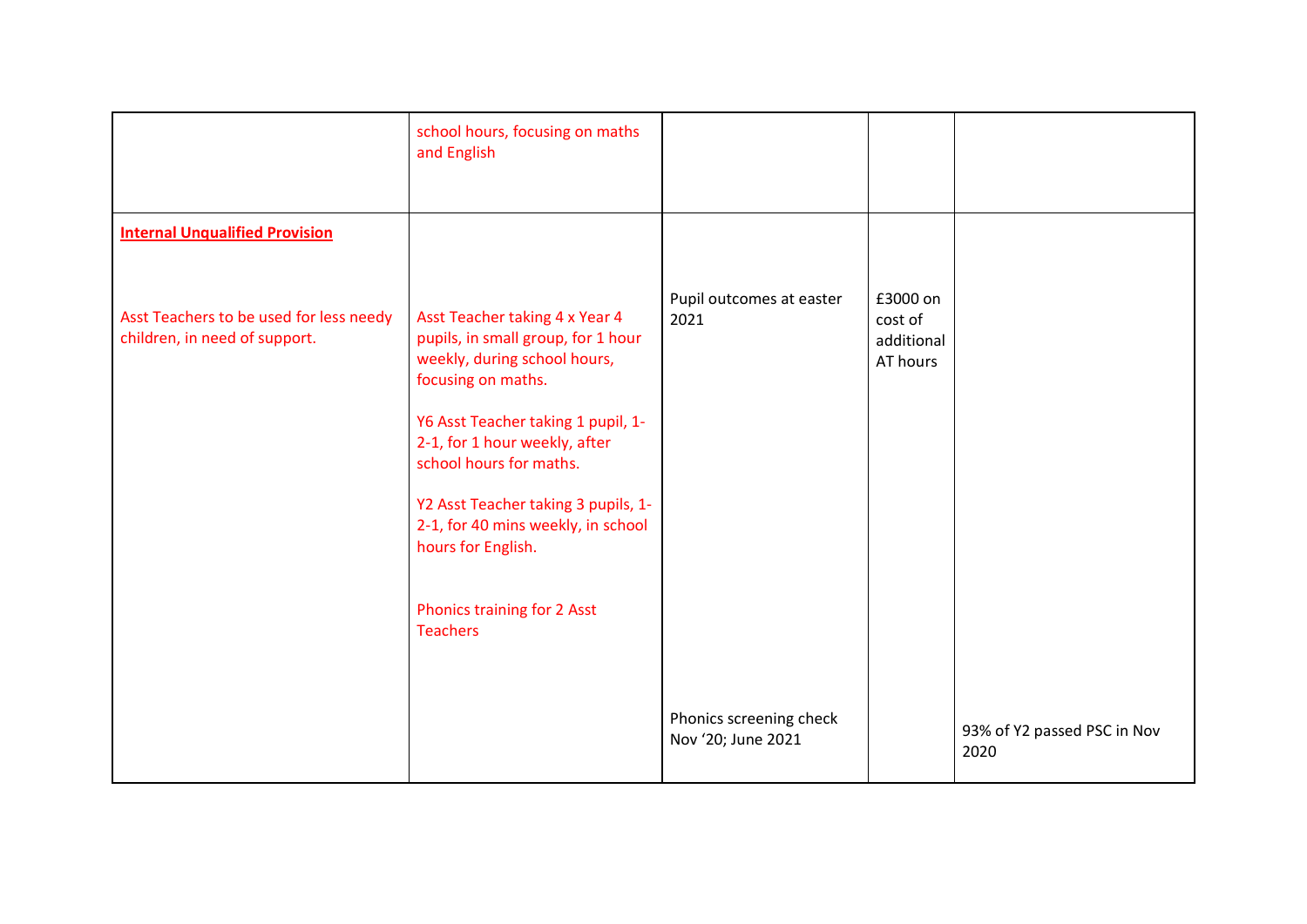| | | | | |
|---|---|---|---|---|
| | school hours, focusing on maths and English | | | |
| **Internal Unqualified Provision**<br><br>Asst Teachers to be used for less needy children, in need of support. | Asst Teacher taking 4 x Year 4 pupils, in small group, for 1 hour weekly, during school hours, focusing on maths.<br><br>Y6 Asst Teacher taking 1 pupil, 1-2-1, for 1 hour weekly, after school hours for maths.<br><br>Y2 Asst Teacher taking 3 pupils, 1-2-1, for 40 mins weekly, in school hours for English.<br><br>Phonics training for 2 Asst Teachers | Pupil outcomes at easter 2021<br><br>Phonics screening check Nov '20; June 2021 | £3000 on cost of additional AT hours | 93% of Y2 passed PSC in Nov 2020 |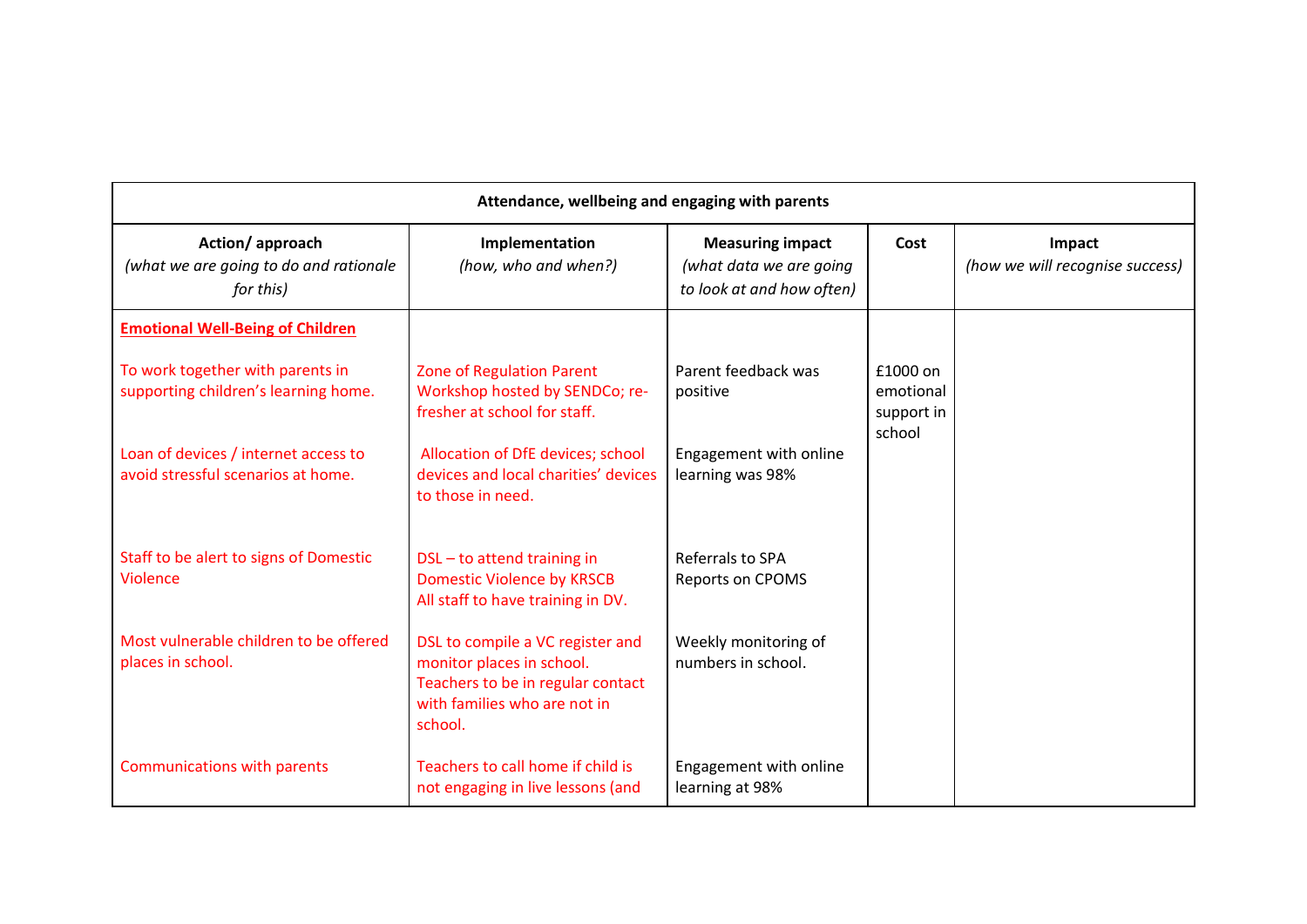| Attendance, wellbeing and engaging with parents | | | | |
|---|---|---|---|---|
| **Action/ approach** *(what we are going to do and rationale for this)* | **Implementation** *(how, who and when?)* | **Measuring impact** *(what data we are going to look at and how often)* | **Cost** | **Impact** *(how we will recognise success)* |
| **Emotional Well-Being of Children** | | | | |
| To work together with parents in supporting children's learning home. | Zone of Regulation Parent Workshop hosted by SENDCo; re-fresher at school for staff. | Parent feedback was positive | £1000 on emotional support in school | |
| Loan of devices / internet access to avoid stressful scenarios at home. | Allocation of DfE devices; school devices and local charities' devices to those in need. | Engagement with online learning was 98% | | |
| Staff to be alert to signs of Domestic Violence | DSL – to attend training in Domestic Violence by KRSCB<br>All staff to have training in DV. | Referrals to SPA<br>Reports on CPOMS | | |
| Most vulnerable children to be offered places in school. | DSL to compile a VC register and monitor places in school.<br>Teachers to be in regular contact with families who are not in school. | Weekly monitoring of numbers in school. | | |
| Communications with parents | Teachers to call home if child is not engaging in live lessons (and | Engagement with online learning at 98% | | |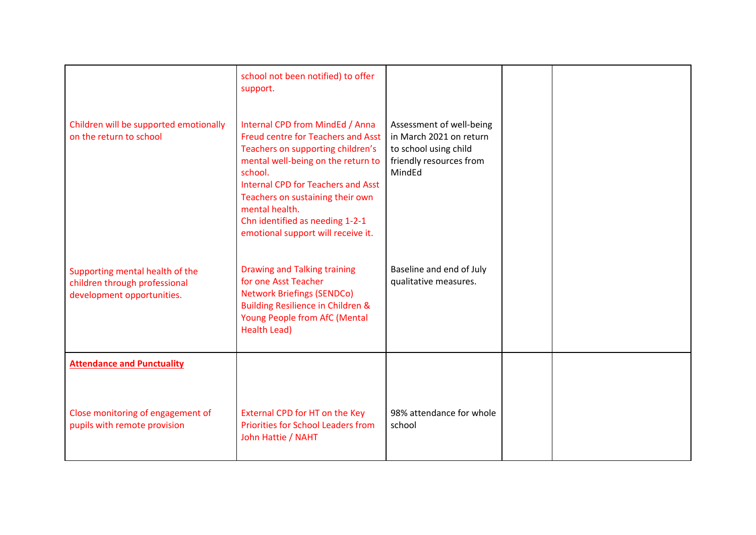| | | | | |
|---|---|---|---|---|
| | school not been notified) to offer support. | | | |
| Children will be supported emotionally on the return to school | Internal CPD from MindEd / Anna Freud centre for Teachers and Asst Teachers on supporting children's mental well-being on the return to school.<br>Internal CPD for Teachers and Asst Teachers on sustaining their own mental health.<br>Chn identified as needing 1-2-1 emotional support will receive it. | Assessment of well-being in March 2021 on return to school using child friendly resources from MindEd | | |
| Supporting mental health of the children through professional development opportunities. | Drawing and Talking training for one Asst Teacher<br>Network Briefings (SENDCo)<br>Building Resilience in Children & Young People from AfC (Mental Health Lead) | Baseline and end of July qualitative measures. | | |
| **Attendance and Punctuality**<br><br>Close monitoring of engagement of pupils with remote provision | External CPD for HT on the Key Priorities for School Leaders from John Hattie / NAHT | 98% attendance for whole school | | |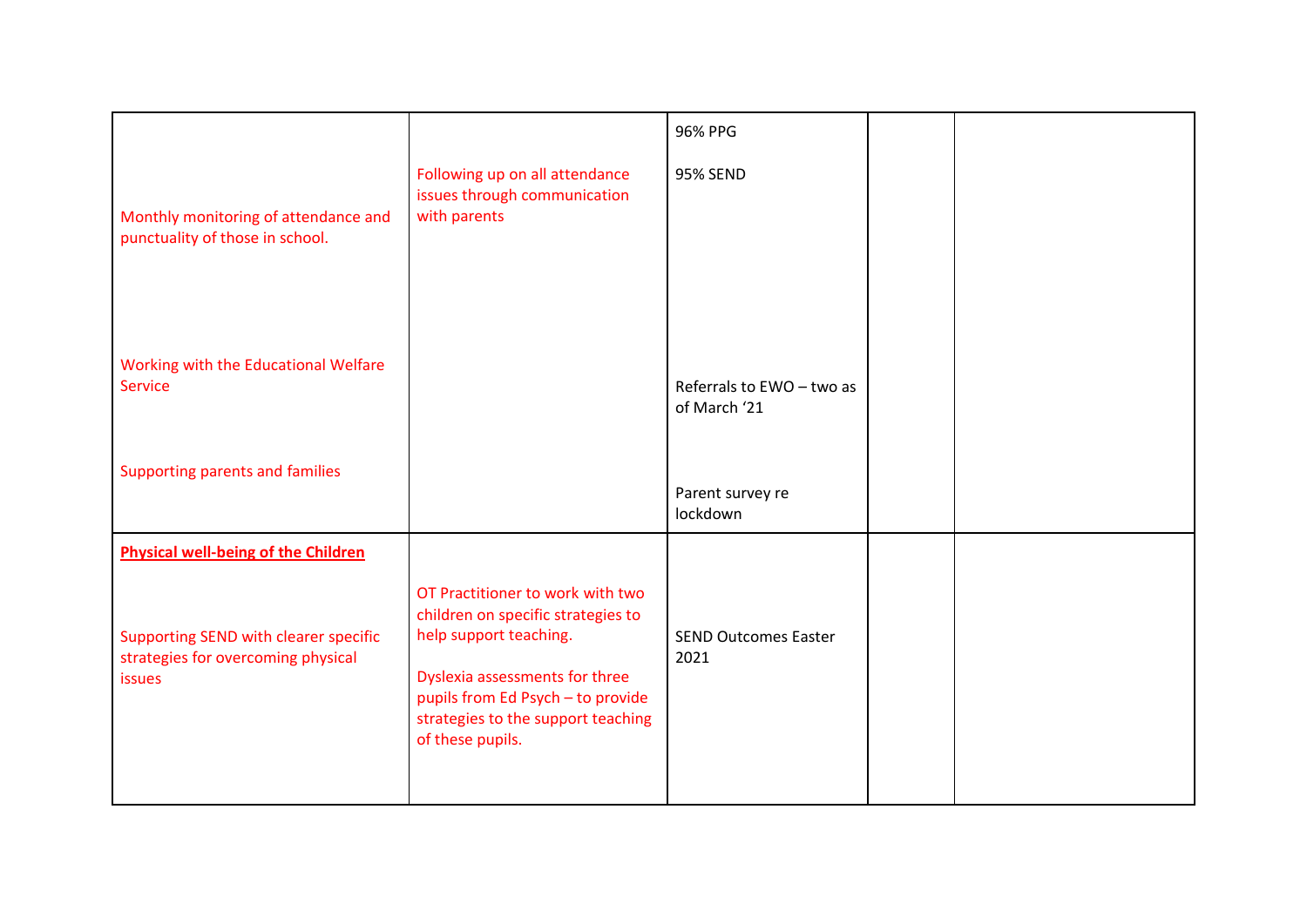| | | | | |
|---|---|---|---|---|
| Monthly monitoring of attendance and punctuality of those in school.<br><br>Working with the Educational Welfare Service<br><br>Supporting parents and families | Following up on all attendance issues through communication with parents | 96% PPG<br><br>95% SEND<br><br>Referrals to EWO – two as of March '21<br><br>Parent survey re lockdown | | |
| **Physical well-being of the Children**<br><br>Supporting SEND with clearer specific strategies for overcoming physical issues | OT Practitioner to work with two children on specific strategies to help support teaching.<br><br>Dyslexia assessments for three pupils from Ed Psych – to provide strategies to the support teaching of these pupils. | SEND Outcomes Easter 2021 | | |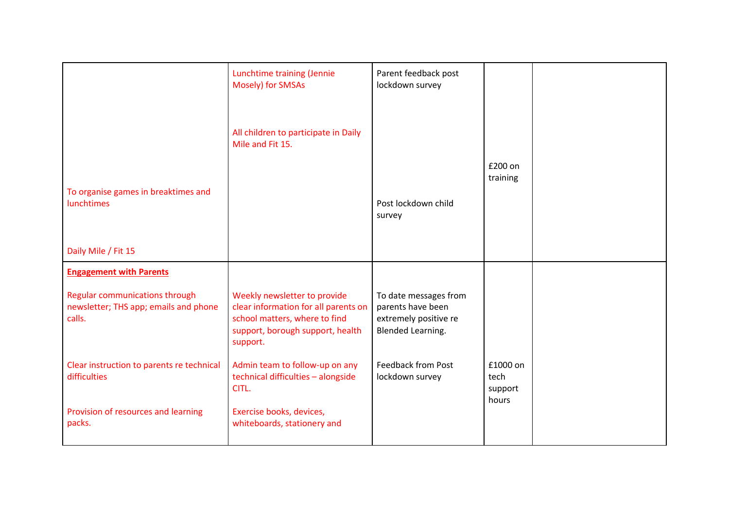| | | | | |
|---|---|---|---|---|
| To organise games in breaktimes and lunchtimes<br><br>Daily Mile / Fit 15 | Lunchtime training (Jennie Mosely) for SMSAs<br><br>All children to participate in Daily Mile and Fit 15. | Parent feedback post lockdown survey<br><br>Post lockdown child survey | £200 on training | |
| **Engagement with Parents**<br><br>Regular communications through newsletter; THS app; emails and phone calls.<br><br>Clear instruction to parents re technical difficulties<br><br>Provision of resources and learning packs. | Weekly newsletter to provide clear information for all parents on school matters, where to find support, borough support, health support.<br><br>Admin team to follow-up on any technical difficulties – alongside CITL.<br><br>Exercise books, devices, whiteboards, stationery and | To date messages from parents have been extremely positive re Blended Learning.<br><br>Feedback from Post lockdown survey | £1000 on tech support hours | |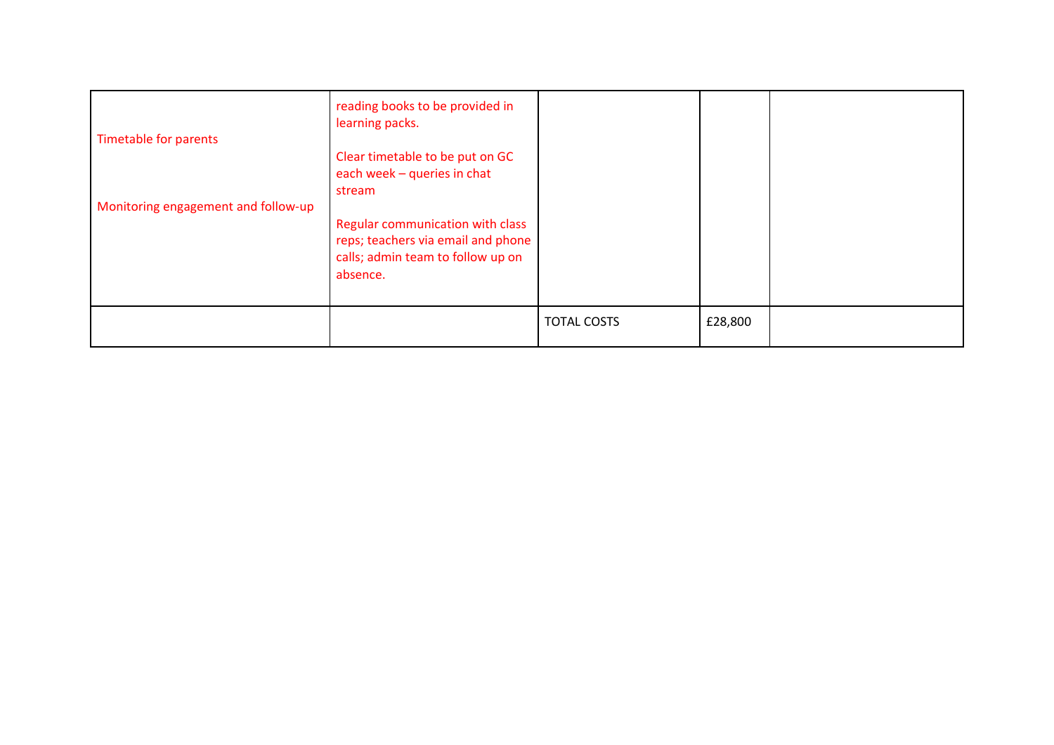| | | | | |
|---|---|---|---|---|
| Timetable for parents<br><br>Monitoring engagement and follow-up | reading books to be provided in learning packs.<br><br>Clear timetable to be put on GC each week – queries in chat stream<br><br>Regular communication with class reps; teachers via email and phone calls; admin team to follow up on absence. | | | |
| | | TOTAL COSTS | £28,800 | |